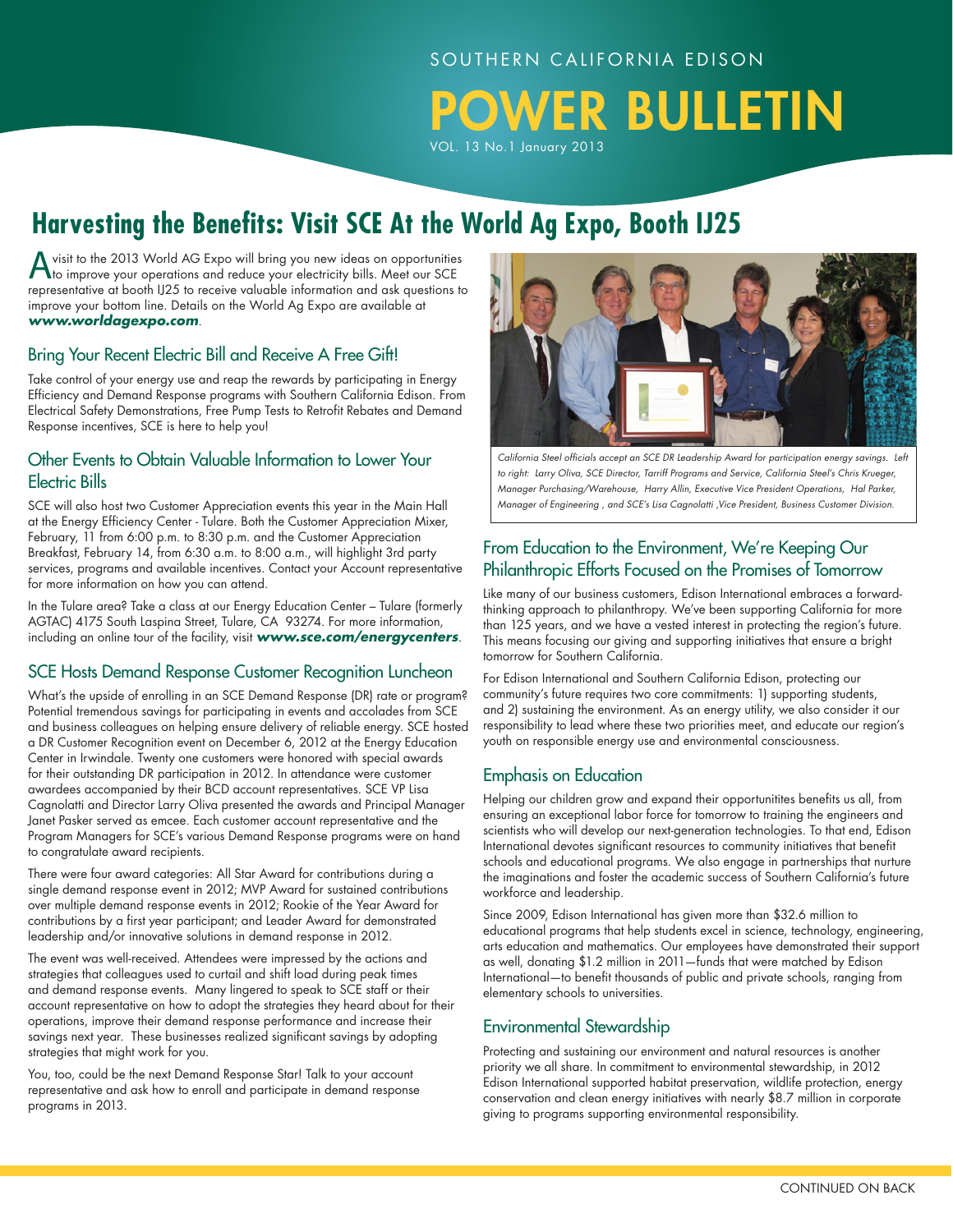SOUTHERN CALIFORNIA EDISON

# POWER BULLETIN

VOL. 13 No.1 January 2013

## Harvesting the Benefits: Visit SCE At the World Ag Expo, Booth IJ25

A visit to the 2013 World AG Expo will bring you new ideas on opportunities to improve your operations and reduce your electricity bills. Meet our SCE representative at booth IJ25 to receive valuable information and ask questions to improve your bottom line. Details on the World Ag Expo are available at ***www.worldagexpo.com***.

### Bring Your Recent Electric Bill and Receive A Free Gift!

Take control of your energy use and reap the rewards by participating in Energy Efficiency and Demand Response programs with Southern California Edison. From Electrical Safety Demonstrations, Free Pump Tests to Retrofit Rebates and Demand Response incentives, SCE is here to help you!

### Other Events to Obtain Valuable Information to Lower Your Electric Bills

SCE will also host two Customer Appreciation events this year in the Main Hall at the Energy Efficiency Center - Tulare. Both the Customer Appreciation Mixer, February, 11 from 6:00 p.m. to 8:30 p.m. and the Customer Appreciation Breakfast, February 14, from 6:30 a.m. to 8:00 a.m., will highlight 3rd party services, programs and available incentives. Contact your Account representative for more information on how you can attend.

In the Tulare area? Take a class at our Energy Education Center – Tulare (formerly AGTAC) 4175 South Laspina Street, Tulare, CA 93274. For more information, including an online tour of the facility, visit ***www.sce.com/energycenters***.

### SCE Hosts Demand Response Customer Recognition Luncheon

What's the upside of enrolling in an SCE Demand Response (DR) rate or program? Potential tremendous savings for participating in events and accolades from SCE and business colleagues on helping ensure delivery of reliable energy. SCE hosted a DR Customer Recognition event on December 6, 2012 at the Energy Education Center in Irwindale. Twenty one customers were honored with special awards for their outstanding DR participation in 2012. In attendance were customer awardees accompanied by their BCD account representatives. SCE VP Lisa Cagnolatti and Director Larry Oliva presented the awards and Principal Manager Janet Pasker served as emcee. Each customer account representative and the Program Managers for SCE's various Demand Response programs were on hand to congratulate award recipients.

There were four award categories: All Star Award for contributions during a single demand response event in 2012; MVP Award for sustained contributions over multiple demand response events in 2012; Rookie of the Year Award for contributions by a first year participant; and Leader Award for demonstrated leadership and/or innovative solutions in demand response in 2012.

The event was well-received. Attendees were impressed by the actions and strategies that colleagues used to curtail and shift load during peak times and demand response events. Many lingered to speak to SCE staff or their account representative on how to adopt the strategies they heard about for their operations, improve their demand response performance and increase their savings next year. These businesses realized significant savings by adopting strategies that might work for you.

You, too, could be the next Demand Response Star! Talk to your account representative and ask how to enroll and participate in demand response programs in 2013.

*California Steel officials accept an SCE DR Leadership Award for participation energy savings. Left to right: Larry Oliva, SCE Director, Tarriff Programs and Service, California Steel's Chris Krueger, Manager Purchasing/Warehouse, Harry Allin, Executive Vice President Operations, Hal Parker, Manager of Engineering , and SCE's Lisa Cagnolatti ,Vice President, Business Customer Division.*

### From Education to the Environment, We're Keeping Our Philanthropic Efforts Focused on the Promises of Tomorrow

Like many of our business customers, Edison International embraces a forward-thinking approach to philanthropy. We've been supporting California for more than 125 years, and we have a vested interest in protecting the region's future. This means focusing our giving and supporting initiatives that ensure a bright tomorrow for Southern California.

For Edison International and Southern California Edison, protecting our community's future requires two core commitments: 1) supporting students, and 2) sustaining the environment. As an energy utility, we also consider it our responsibility to lead where these two priorities meet, and educate our region's youth on responsible energy use and environmental consciousness.

### Emphasis on Education

Helping our children grow and expand their opportunitites benefits us all, from ensuring an exceptional labor force for tomorrow to training the engineers and scientists who will develop our next-generation technologies. To that end, Edison International devotes significant resources to community initiatives that benefit schools and educational programs. We also engage in partnerships that nurture the imaginations and foster the academic success of Southern California's future workforce and leadership.

Since 2009, Edison International has given more than $32.6 million to educational programs that help students excel in science, technology, engineering, arts education and mathematics. Our employees have demonstrated their support as well, donating $1.2 million in 2011—funds that were matched by Edison International—to benefit thousands of public and private schools, ranging from elementary schools to universities.

### Environmental Stewardship

Protecting and sustaining our environment and natural resources is another priority we all share. In commitment to environmental stewardship, in 2012 Edison International supported habitat preservation, wildlife protection, energy conservation and clean energy initiatives with nearly $8.7 million in corporate giving to programs supporting environmental responsibility.

CONTINUED ON BACK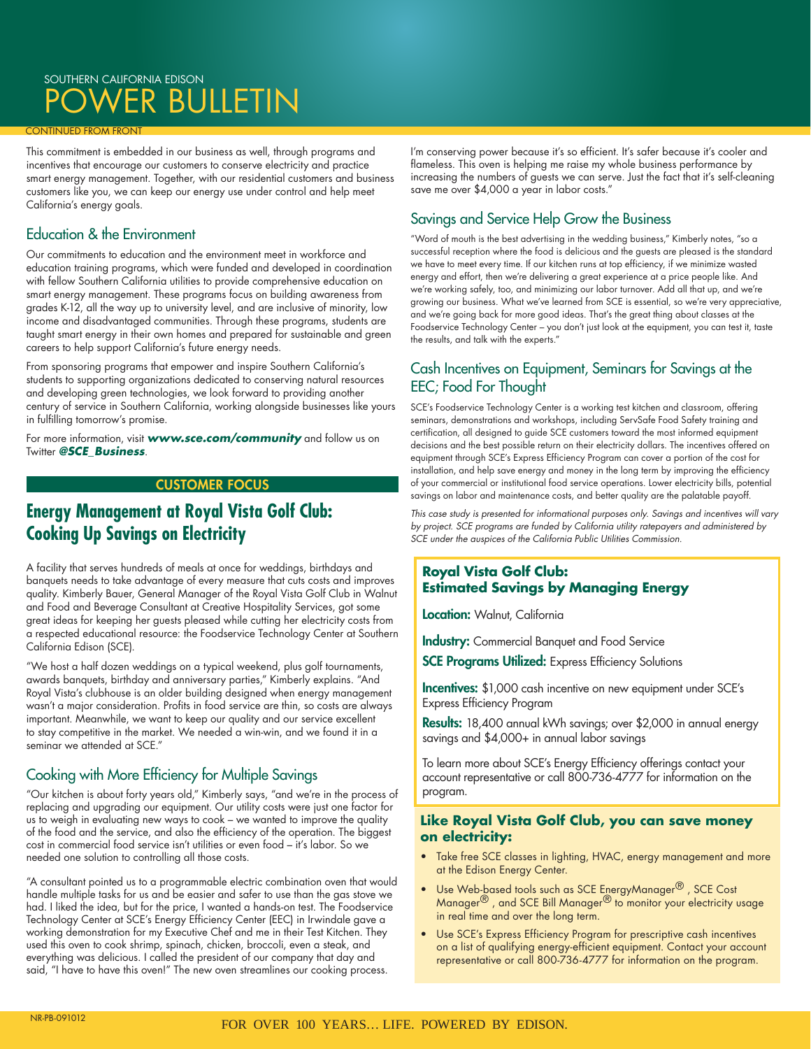SOUTHERN CALIFORNIA EDISON

# POWER BULLETIN

CONTINUED FROM FRONT

This commitment is embedded in our business as well, through programs and incentives that encourage our customers to conserve electricity and practice smart energy management. Together, with our residential customers and business customers like you, we can keep our energy use under control and help meet California's energy goals.

## Education & the Environment

Our commitments to education and the environment meet in workforce and education training programs, which were funded and developed in coordination with fellow Southern California utilities to provide comprehensive education on smart energy management. These programs focus on building awareness from grades K-12, all the way up to university level, and are inclusive of minority, low income and disadvantaged communities. Through these programs, students are taught smart energy in their own homes and prepared for sustainable and green careers to help support California's future energy needs.

From sponsoring programs that empower and inspire Southern California's students to supporting organizations dedicated to conserving natural resources and developing green technologies, we look forward to providing another century of service in Southern California, working alongside businesses like yours in fulfilling tomorrow's promise.

For more information, visit ***www.sce.com/community*** and follow us on Twitter ***@SCE_Business***.

**CUSTOMER FOCUS**

## Energy Management at Royal Vista Golf Club: Cooking Up Savings on Electricity

A facility that serves hundreds of meals at once for weddings, birthdays and banquets needs to take advantage of every measure that cuts costs and improves quality. Kimberly Bauer, General Manager of the Royal Vista Golf Club in Walnut and Food and Beverage Consultant at Creative Hospitality Services, got some great ideas for keeping her guests pleased while cutting her electricity costs from a respected educational resource: the Foodservice Technology Center at Southern California Edison (SCE).

"We host a half dozen weddings on a typical weekend, plus golf tournaments, awards banquets, birthday and anniversary parties," Kimberly explains. "And Royal Vista's clubhouse is an older building designed when energy management wasn't a major consideration. Profits in food service are thin, so costs are always important. Meanwhile, we want to keep our quality and our service excellent to stay competitive in the market. We needed a win-win, and we found it in a seminar we attended at SCE."

### Cooking with More Efficiency for Multiple Savings

"Our kitchen is about forty years old," Kimberly says, "and we're in the process of replacing and upgrading our equipment. Our utility costs were just one factor for us to weigh in evaluating new ways to cook – we wanted to improve the quality of the food and the service, and also the efficiency of the operation. The biggest cost in commercial food service isn't utilities or even food – it's labor. So we needed one solution to controlling all those costs.

"A consultant pointed us to a programmable electric combination oven that would handle multiple tasks for us and be easier and safer to use than the gas stove we had. I liked the idea, but for the price, I wanted a hands-on test. The Foodservice Technology Center at SCE's Energy Efficiency Center (EEC) in Irwindale gave a working demonstration for my Executive Chef and me in their Test Kitchen. They used this oven to cook shrimp, spinach, chicken, broccoli, even a steak, and everything was delicious. I called the president of our company that day and said, "I have to have this oven!" The new oven streamlines our cooking process. I'm conserving power because it's so efficient. It's safer because it's cooler and flameless. This oven is helping me raise my whole business performance by increasing the numbers of guests we can serve. Just the fact that it's self-cleaning save me over $4,000 a year in labor costs."

### Savings and Service Help Grow the Business

"Word of mouth is the best advertising in the wedding business," Kimberly notes, "so a successful reception where the food is delicious and the guests are pleased is the standard we have to meet every time. If our kitchen runs at top efficiency, if we minimize wasted energy and effort, then we're delivering a great experience at a price people like. And we're working safely, too, and minimizing our labor turnover. Add all that up, and we're growing our business. What we've learned from SCE is essential, so we're very appreciative, and we're going back for more good ideas. That's the great thing about classes at the Foodservice Technology Center – you don't just look at the equipment, you can test it, taste the results, and talk with the experts."

### Cash Incentives on Equipment, Seminars for Savings at the EEC; Food For Thought

SCE's Foodservice Technology Center is a working test kitchen and classroom, offering seminars, demonstrations and workshops, including ServSafe Food Safety training and certification, all designed to guide SCE customers toward the most informed equipment decisions and the best possible return on their electricity dollars. The incentives offered on equipment through SCE's Express Efficiency Program can cover a portion of the cost for installation, and help save energy and money in the long term by improving the efficiency of your commercial or institutional food service operations. Lower electricity bills, potential savings on labor and maintenance costs, and better quality are the palatable payoff.

*This case study is presented for informational purposes only. Savings and incentives will vary by project. SCE programs are funded by California utility ratepayers and administered by SCE under the auspices of the California Public Utilities Commission.*

### Royal Vista Golf Club: Estimated Savings by Managing Energy

**Location:** Walnut, California

**Industry:** Commercial Banquet and Food Service

**SCE Programs Utilized:** Express Efficiency Solutions

**Incentives:** $1,000 cash incentive on new equipment under SCE's Express Efficiency Program

**Results:** 18,400 annual kWh savings; over $2,000 in annual energy savings and $4,000+ in annual labor savings

To learn more about SCE's Energy Efficiency offerings contact your account representative or call 800-736-4777 for information on the program.

### Like Royal Vista Golf Club, you can save money on electricity:

- Take free SCE classes in lighting, HVAC, energy management and more at the Edison Energy Center.
- Use Web-based tools such as SCE EnergyManager®, SCE Cost Manager®, and SCE Bill Manager® to monitor your electricity usage in real time and over the long term.
- Use SCE's Express Efficiency Program for prescriptive cash incentives on a list of qualifying energy-efficient equipment. Contact your account representative or call 800-736-4777 for information on the program.

NR-PB-091012

FOR OVER 100 YEARS... LIFE. POWERED BY EDISON.